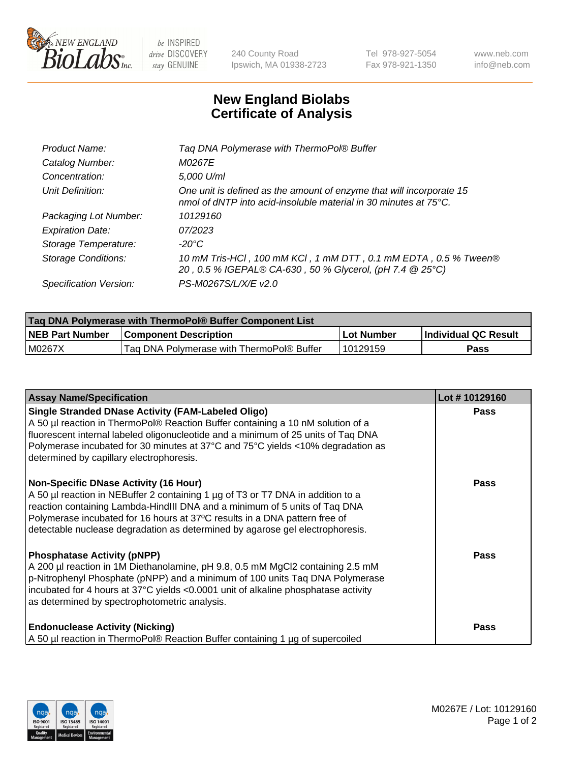# New England Biolabs Certificate of Analysis

| | |
|---|---|
| *Product Name:* | *Taq DNA Polymerase with ThermoPol® Buffer* |
| *Catalog Number:* | *M0267E* |
| *Concentration:* | *5,000 U/ml* |
| *Unit Definition:* | *One unit is defined as the amount of enzyme that will incorporate 15 nmol of dNTP into acid-insoluble material in 30 minutes at 75°C.* |
| *Packaging Lot Number:* | *10129160* |
| *Expiration Date:* | *07/2023* |
| *Storage Temperature:* | *-20°C* |
| *Storage Conditions:* | *10 mM Tris-HCl , 100 mM KCl , 1 mM DTT , 0.1 mM EDTA , 0.5 % Tween® 20 , 0.5 % IGEPAL® CA-630 , 50 % Glycerol, (pH 7.4 @ 25°C)* |
| *Specification Version:* | *PS-M0267S/L/X/E v2.0* |

| Taq DNA Polymerase with ThermoPol® Buffer Component List | | | |
|---|---|---|---|
| **NEB Part Number** | **Component Description** | **Lot Number** | **Individual QC Result** |
| M0267X | Taq DNA Polymerase with ThermoPol® Buffer | 10129159 | **Pass** |

| Assay Name/Specification | Lot # 10129160 |
|---|---|
| **Single Stranded DNase Activity (FAM-Labeled Oligo)**<br>A 50 µl reaction in ThermoPol® Reaction Buffer containing a 10 nM solution of a fluorescent internal labeled oligonucleotide and a minimum of 25 units of Taq DNA Polymerase incubated for 30 minutes at 37°C and 75°C yields <10% degradation as determined by capillary electrophoresis. | **Pass** |
| **Non-Specific DNase Activity (16 Hour)**<br>A 50 µl reaction in NEBuffer 2 containing 1 µg of T3 or T7 DNA in addition to a reaction containing Lambda-HindIII DNA and a minimum of 5 units of Taq DNA Polymerase incubated for 16 hours at 37ºC results in a DNA pattern free of detectable nuclease degradation as determined by agarose gel electrophoresis. | **Pass** |
| **Phosphatase Activity (pNPP)**<br>A 200 µl reaction in 1M Diethanolamine, pH 9.8, 0.5 mM $MgCl_2$ containing 2.5 mM p-Nitrophenyl Phosphate (pNPP) and a minimum of 100 units Taq DNA Polymerase incubated for 4 hours at 37°C yields <0.0001 unit of alkaline phosphatase activity as determined by spectrophotometric analysis. | **Pass** |
| **Endonuclease Activity (Nicking)**<br>A 50 µl reaction in ThermoPol® Reaction Buffer containing 1 µg of supercoiled | **Pass** |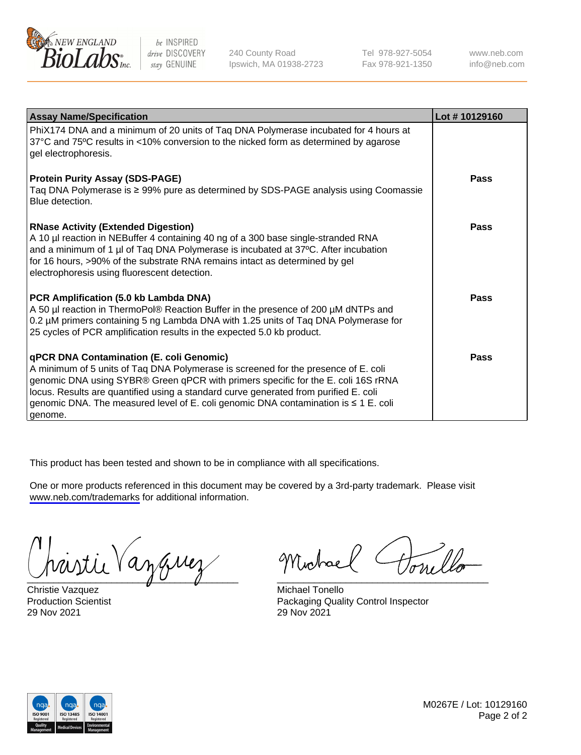| Assay Name/Specification | Lot # 10129160 |
|---|---|
| PhiX174 DNA and a minimum of 20 units of Taq DNA Polymerase incubated for 4 hours at 37°C and 75ºC results in <10% conversion to the nicked form as determined by agarose gel electrophoresis. | |
| **Protein Purity Assay (SDS-PAGE)**<br>Taq DNA Polymerase is ≥ 99% pure as determined by SDS-PAGE analysis using Coomassie Blue detection. | **Pass** |
| **RNase Activity (Extended Digestion)**<br>A 10 µl reaction in NEBuffer 4 containing 40 ng of a 300 base single-stranded RNA and a minimum of 1 µl of Taq DNA Polymerase is incubated at 37ºC. After incubation for 16 hours, >90% of the substrate RNA remains intact as determined by gel electrophoresis using fluorescent detection. | **Pass** |
| **PCR Amplification (5.0 kb Lambda DNA)**<br>A 50 µl reaction in ThermoPol® Reaction Buffer in the presence of 200 µM dNTPs and 0.2 µM primers containing 5 ng Lambda DNA with 1.25 units of Taq DNA Polymerase for 25 cycles of PCR amplification results in the expected 5.0 kb product. | **Pass** |
| **qPCR DNA Contamination (E. coli Genomic)**<br>A minimum of 5 units of Taq DNA Polymerase is screened for the presence of E. coli genomic DNA using SYBR® Green qPCR with primers specific for the E. coli 16S rRNA locus. Results are quantified using a standard curve generated from purified E. coli genomic DNA. The measured level of E. coli genomic DNA contamination is ≤ 1 E. coli genome. | **Pass** |

This product has been tested and shown to be in compliance with all specifications.

One or more products referenced in this document may be covered by a 3rd-party trademark. Please visit www.neb.com/trademarks for additional information.

Christie Vazquez
Production Scientist
29 Nov 2021

Michael Tonello
Packaging Quality Control Inspector
29 Nov 2021

M0267E / Lot: 10129160